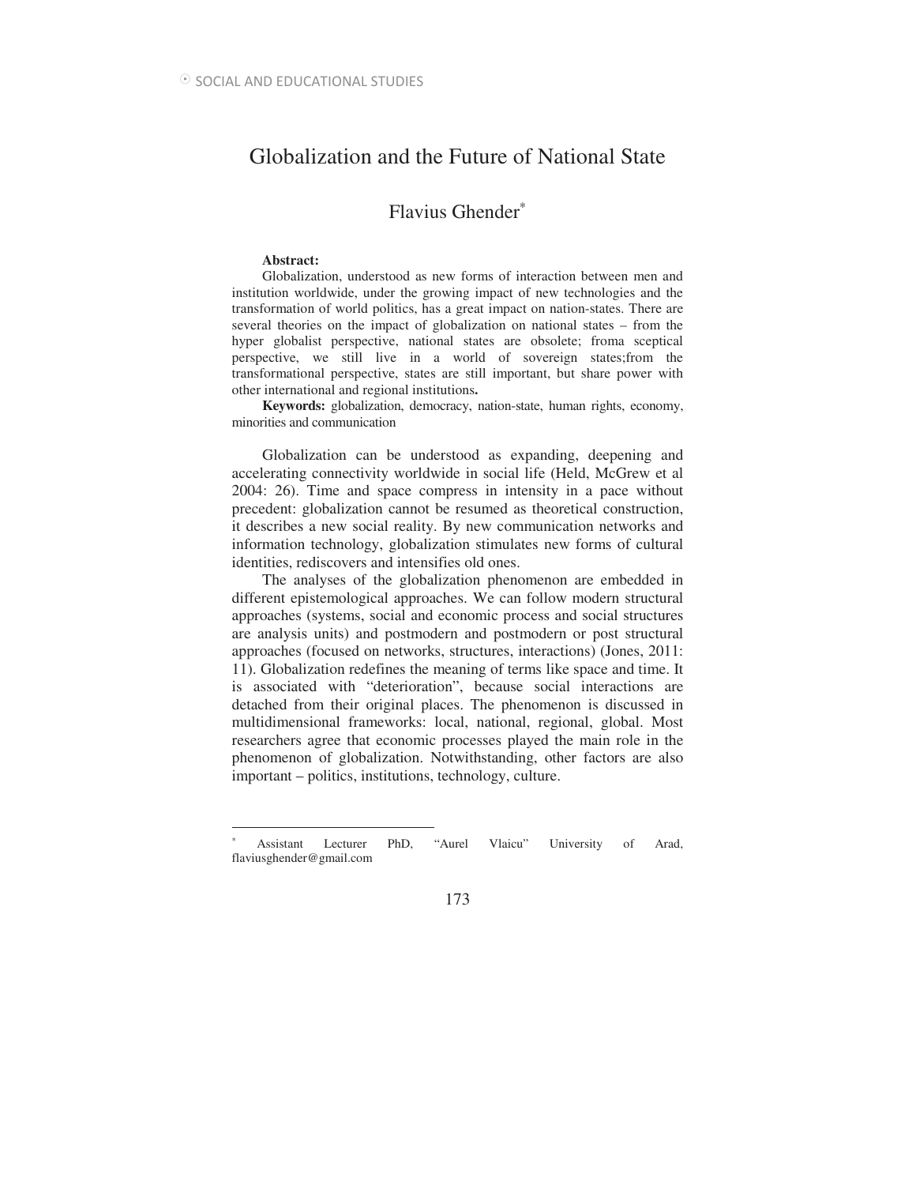# Globalization and the Future of National State

## Flavius Ghender[*]

**Abstract:**

Globalization, understood as new forms of interaction between men and institution worldwide, under the growing impact of new technologies and the transformation of world politics, has a great impact on nation-states. There are several theories on the impact of globalization on national states – from the hyper globalist perspective, national states are obsolete; froma sceptical perspective, we still live in a world of sovereign states;from the transformational perspective, states are still important, but share power with other international and regional institutions**.**

**Keywords:** globalization, democracy, nation-state, human rights, economy, minorities and communication

Globalization can be understood as expanding, deepening and accelerating connectivity worldwide in social life (Held, McGrew et al 2004: 26). Time and space compress in intensity in a pace without precedent: globalization cannot be resumed as theoretical construction, it describes a new social reality. By new communication networks and information technology, globalization stimulates new forms of cultural identities, rediscovers and intensifies old ones.

The analyses of the globalization phenomenon are embedded in different epistemological approaches. We can follow modern structural approaches (systems, social and economic process and social structures are analysis units) and postmodern and postmodern or post structural approaches (focused on networks, structures, interactions) (Jones, 2011: 11). Globalization redefines the meaning of terms like space and time. It is associated with "deterioration", because social interactions are detached from their original places. The phenomenon is discussed in multidimensional frameworks: local, national, regional, global. Most researchers agree that economic processes played the main role in the phenomenon of globalization. Notwithstanding, other factors are also important – politics, institutions, technology, culture.

---

[*] Assistant Lecturer PhD, "Aurel Vlaicu" University of Arad, flaviusghender@gmail.com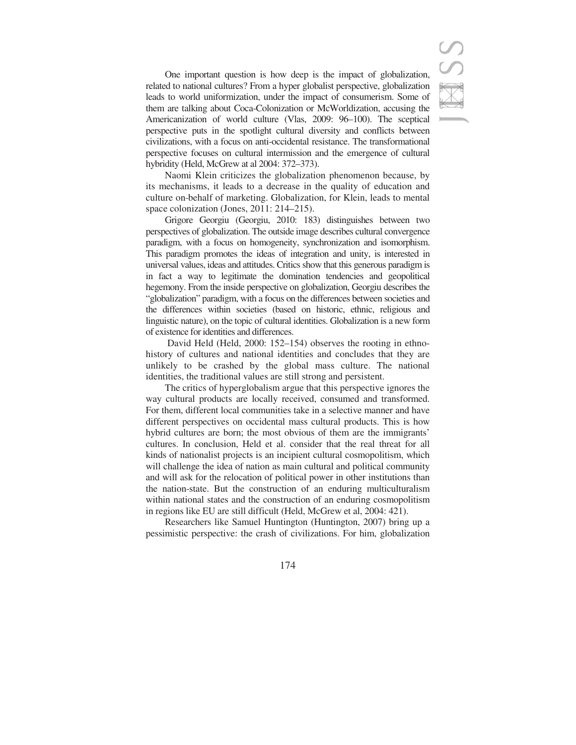One important question is how deep is the impact of globalization, related to national cultures? From a hyper globalist perspective, globalization leads to world uniformization, under the impact of consumerism. Some of them are talking about Coca-Colonization or McWorldization, accusing the Americanization of world culture (Vlas, 2009: 96–100). The sceptical perspective puts in the spotlight cultural diversity and conflicts between civilizations, with a focus on anti-occidental resistance. The transformational perspective focuses on cultural intermission and the emergence of cultural hybridity (Held, McGrew at al 2004: 372–373).

Naomi Klein criticizes the globalization phenomenon because, by its mechanisms, it leads to a decrease in the quality of education and culture on-behalf of marketing. Globalization, for Klein, leads to mental space colonization (Jones, 2011: 214–215).

Grigore Georgiu (Georgiu, 2010: 183) distinguishes between two perspectives of globalization. The outside image describes cultural convergence paradigm, with a focus on homogeneity, synchronization and isomorphism. This paradigm promotes the ideas of integration and unity, is interested in universal values, ideas and attitudes. Critics show that this generous paradigm is in fact a way to legitimate the domination tendencies and geopolitical hegemony. From the inside perspective on globalization, Georgiu describes the "globalization" paradigm, with a focus on the differences between societies and the differences within societies (based on historic, ethnic, religious and linguistic nature), on the topic of cultural identities. Globalization is a new form of existence for identities and differences.

David Held (Held, 2000: 152–154) observes the rooting in ethno-history of cultures and national identities and concludes that they are unlikely to be crashed by the global mass culture. The national identities, the traditional values are still strong and persistent.

The critics of hyperglobalism argue that this perspective ignores the way cultural products are locally received, consumed and transformed. For them, different local communities take in a selective manner and have different perspectives on occidental mass cultural products. This is how hybrid cultures are born; the most obvious of them are the immigrants' cultures. In conclusion, Held et al. consider that the real threat for all kinds of nationalist projects is an incipient cultural cosmopolitism, which will challenge the idea of nation as main cultural and political community and will ask for the relocation of political power in other institutions than the nation-state. But the construction of an enduring multiculturalism within national states and the construction of an enduring cosmopolitism in regions like EU are still difficult (Held, McGrew et al, 2004: 421).

Researchers like Samuel Huntington (Huntington, 2007) bring up a pessimistic perspective: the crash of civilizations. For him, globalization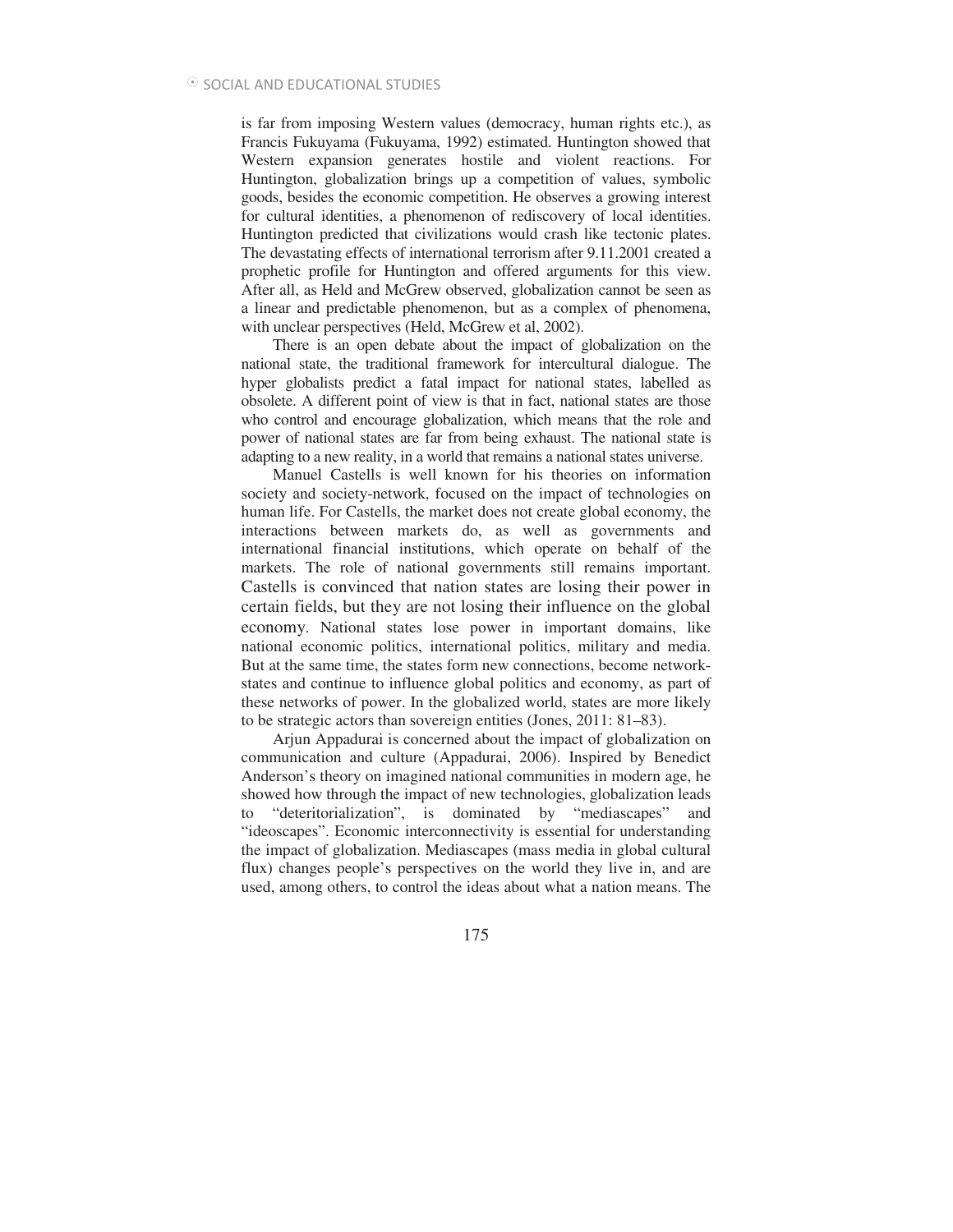is far from imposing Western values (democracy, human rights etc.), as Francis Fukuyama (Fukuyama, 1992) estimated. Huntington showed that Western expansion generates hostile and violent reactions. For Huntington, globalization brings up a competition of values, symbolic goods, besides the economic competition. He observes a growing interest for cultural identities, a phenomenon of rediscovery of local identities. Huntington predicted that civilizations would crash like tectonic plates. The devastating effects of international terrorism after 9.11.2001 created a prophetic profile for Huntington and offered arguments for this view. After all, as Held and McGrew observed, globalization cannot be seen as a linear and predictable phenomenon, but as a complex of phenomena, with unclear perspectives (Held, McGrew et al, 2002).

There is an open debate about the impact of globalization on the national state, the traditional framework for intercultural dialogue. The hyper globalists predict a fatal impact for national states, labelled as obsolete. A different point of view is that in fact, national states are those who control and encourage globalization, which means that the role and power of national states are far from being exhaust. The national state is adapting to a new reality, in a world that remains a national states universe.

Manuel Castells is well known for his theories on information society and society-network, focused on the impact of technologies on human life. For Castells, the market does not create global economy, the interactions between markets do, as well as governments and international financial institutions, which operate on behalf of the markets. The role of national governments still remains important. Castells is convinced that nation states are losing their power in certain fields, but they are not losing their influence on the global economy. National states lose power in important domains, like national economic politics, international politics, military and media. But at the same time, the states form new connections, become network-states and continue to influence global politics and economy, as part of these networks of power. In the globalized world, states are more likely to be strategic actors than sovereign entities (Jones, 2011: 81–83).

Arjun Appadurai is concerned about the impact of globalization on communication and culture (Appadurai, 2006). Inspired by Benedict Anderson's theory on imagined national communities in modern age, he showed how through the impact of new technologies, globalization leads to "deteritorialization", is dominated by "mediascapes" and "ideoscapes". Economic interconnectivity is essential for understanding the impact of globalization. Mediascapes (mass media in global cultural flux) changes people's perspectives on the world they live in, and are used, among others, to control the ideas about what a nation means. The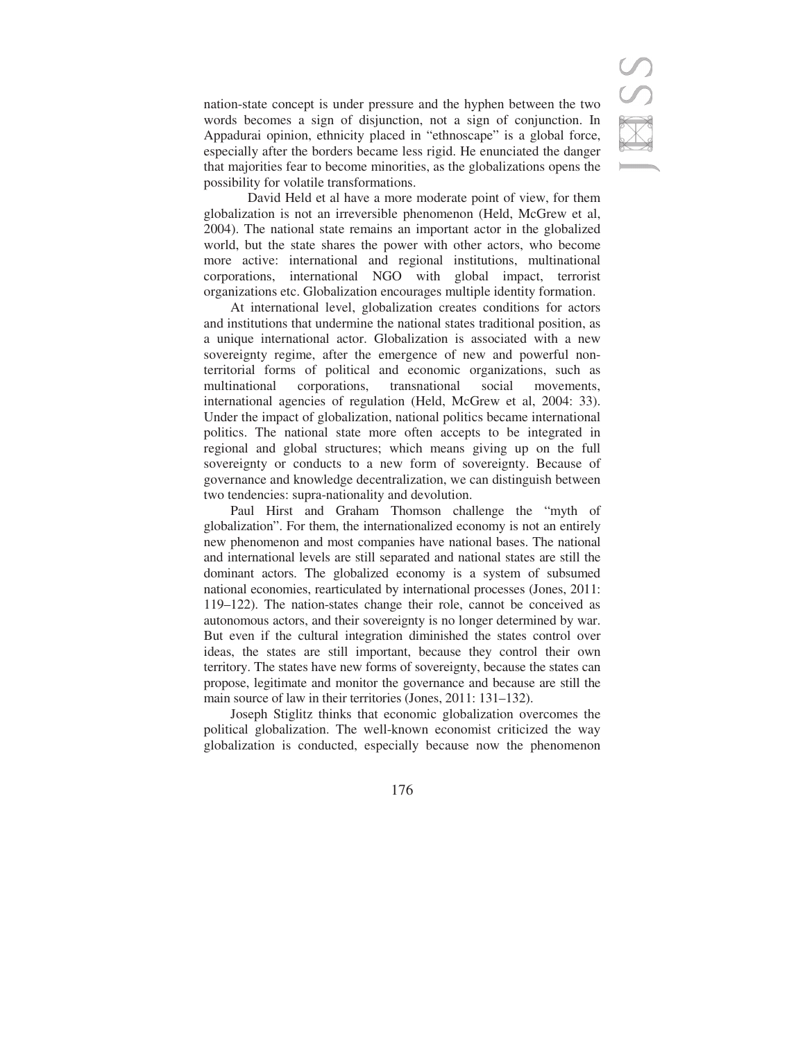nation-state concept is under pressure and the hyphen between the two words becomes a sign of disjunction, not a sign of conjunction. In Appadurai opinion, ethnicity placed in "ethnoscape" is a global force, especially after the borders became less rigid. He enunciated the danger that majorities fear to become minorities, as the globalizations opens the possibility for volatile transformations.

David Held et al have a more moderate point of view, for them globalization is not an irreversible phenomenon (Held, McGrew et al, 2004). The national state remains an important actor in the globalized world, but the state shares the power with other actors, who become more active: international and regional institutions, multinational corporations, international NGO with global impact, terrorist organizations etc. Globalization encourages multiple identity formation.

At international level, globalization creates conditions for actors and institutions that undermine the national states traditional position, as a unique international actor. Globalization is associated with a new sovereignty regime, after the emergence of new and powerful non-territorial forms of political and economic organizations, such as multinational corporations, transnational social movements, international agencies of regulation (Held, McGrew et al, 2004: 33). Under the impact of globalization, national politics became international politics. The national state more often accepts to be integrated in regional and global structures; which means giving up on the full sovereignty or conducts to a new form of sovereignty. Because of governance and knowledge decentralization, we can distinguish between two tendencies: supra-nationality and devolution.

Paul Hirst and Graham Thomson challenge the "myth of globalization". For them, the internationalized economy is not an entirely new phenomenon and most companies have national bases. The national and international levels are still separated and national states are still the dominant actors. The globalized economy is a system of subsumed national economies, rearticulated by international processes (Jones, 2011: 119–122). The nation-states change their role, cannot be conceived as autonomous actors, and their sovereignty is no longer determined by war. But even if the cultural integration diminished the states control over ideas, the states are still important, because they control their own territory. The states have new forms of sovereignty, because the states can propose, legitimate and monitor the governance and because are still the main source of law in their territories (Jones, 2011: 131–132).

Joseph Stiglitz thinks that economic globalization overcomes the political globalization. The well-known economist criticized the way globalization is conducted, especially because now the phenomenon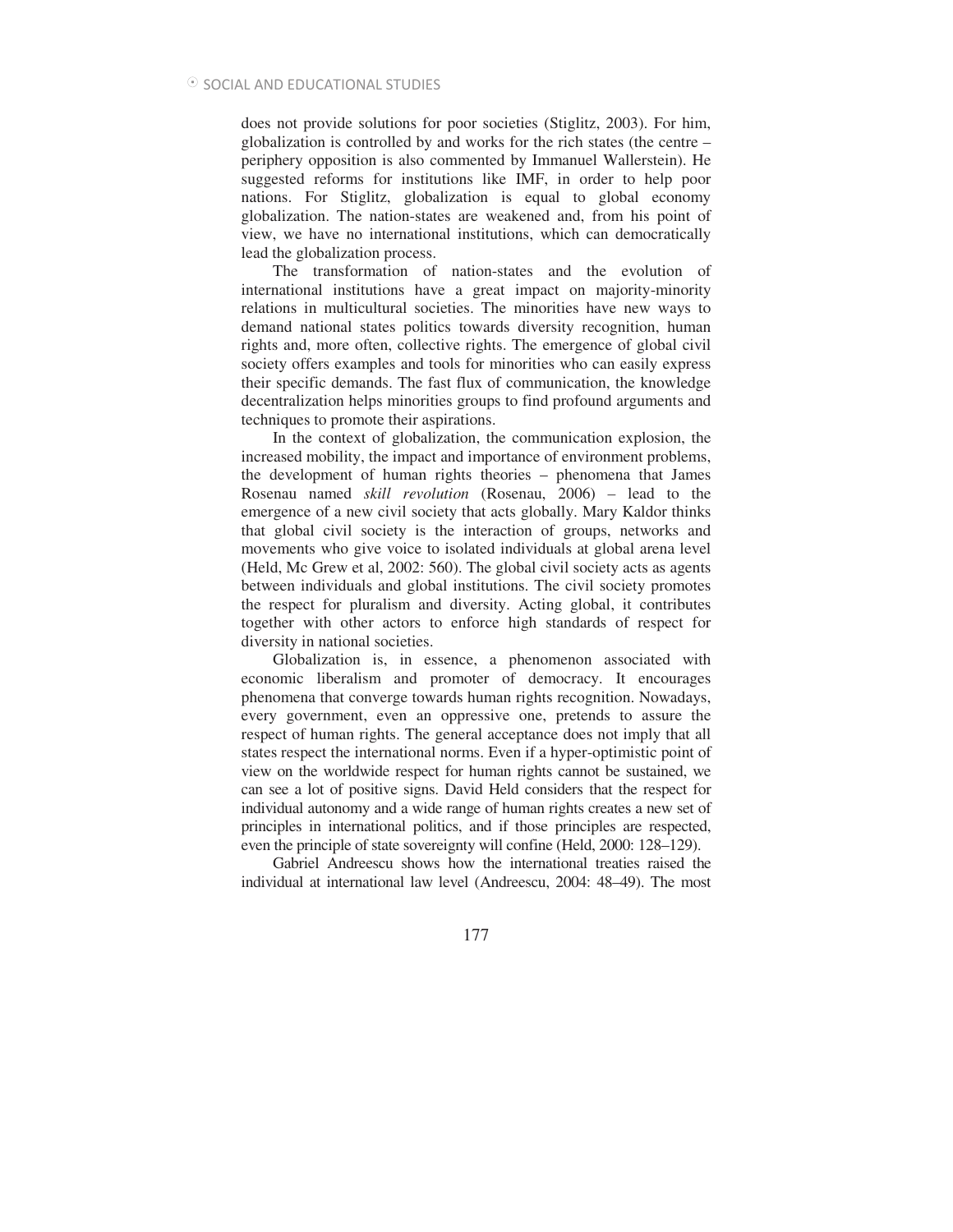does not provide solutions for poor societies (Stiglitz, 2003). For him, globalization is controlled by and works for the rich states (the centre – periphery opposition is also commented by Immanuel Wallerstein). He suggested reforms for institutions like IMF, in order to help poor nations. For Stiglitz, globalization is equal to global economy globalization. The nation-states are weakened and, from his point of view, we have no international institutions, which can democratically lead the globalization process.

The transformation of nation-states and the evolution of international institutions have a great impact on majority-minority relations in multicultural societies. The minorities have new ways to demand national states politics towards diversity recognition, human rights and, more often, collective rights. The emergence of global civil society offers examples and tools for minorities who can easily express their specific demands. The fast flux of communication, the knowledge decentralization helps minorities groups to find profound arguments and techniques to promote their aspirations.

In the context of globalization, the communication explosion, the increased mobility, the impact and importance of environment problems, the development of human rights theories – phenomena that James Rosenau named *skill revolution* (Rosenau, 2006) – lead to the emergence of a new civil society that acts globally. Mary Kaldor thinks that global civil society is the interaction of groups, networks and movements who give voice to isolated individuals at global arena level (Held, Mc Grew et al, 2002: 560). The global civil society acts as agents between individuals and global institutions. The civil society promotes the respect for pluralism and diversity. Acting global, it contributes together with other actors to enforce high standards of respect for diversity in national societies.

Globalization is, in essence, a phenomenon associated with economic liberalism and promoter of democracy. It encourages phenomena that converge towards human rights recognition. Nowadays, every government, even an oppressive one, pretends to assure the respect of human rights. The general acceptance does not imply that all states respect the international norms. Even if a hyper-optimistic point of view on the worldwide respect for human rights cannot be sustained, we can see a lot of positive signs. David Held considers that the respect for individual autonomy and a wide range of human rights creates a new set of principles in international politics, and if those principles are respected, even the principle of state sovereignty will confine (Held, 2000: 128–129).

Gabriel Andreescu shows how the international treaties raised the individual at international law level (Andreescu, 2004: 48–49). The most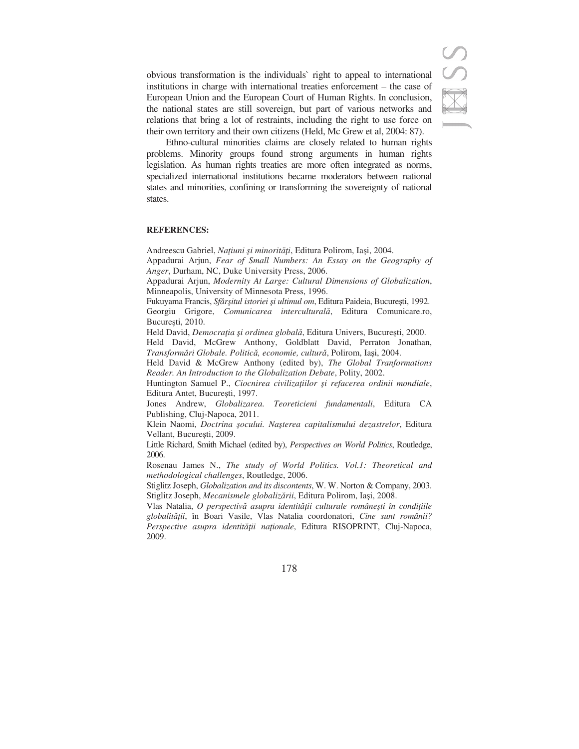obvious transformation is the individuals` right to appeal to international institutions in charge with international treaties enforcement – the case of European Union and the European Court of Human Rights. In conclusion, the national states are still sovereign, but part of various networks and relations that bring a lot of restraints, including the right to use force on their own territory and their own citizens (Held, Mc Grew et al, 2004: 87).

Ethno-cultural minorities claims are closely related to human rights problems. Minority groups found strong arguments in human rights legislation. As human rights treaties are more often integrated as norms, specialized international institutions became moderators between national states and minorities, confining or transforming the sovereignty of national states.

**REFERENCES:**

Andreescu Gabriel, *Naţiuni şi minorităţi*, Editura Polirom, Iaşi, 2004.

Appadurai Arjun, *Fear of Small Numbers: An Essay on the Geography of Anger*, Durham, NC, Duke University Press, 2006.

Appadurai Arjun, *Modernity At Large: Cultural Dimensions of Globalization*, Minneapolis, University of Minnesota Press, 1996.

Fukuyama Francis, *Sfârşitul istoriei şi ultimul om*, Editura Paideia, Bucureşti, 1992.

Georgiu Grigore, *Comunicarea interculturală*, Editura Comunicare.ro, Bucureşti, 2010.

Held David, *Democraţia şi ordinea globală*, Editura Univers, Bucureşti, 2000.

Held David, McGrew Anthony, Goldblatt David, Perraton Jonathan, *Transformări Globale. Politică, economie, cultură*, Polirom, Iaşi, 2004.

Held David & McGrew Anthony (edited by), *The Global Tranformations Reader. An Introduction to the Globalization Debate*, Polity, 2002.

Huntington Samuel P., *Ciocnirea civilizaţiilor şi refacerea ordinii mondiale*, Editura Antet, Bucureşti, 1997.

Jones Andrew, *Globalizarea. Teoreticieni fundamentali*, Editura CA Publishing, Cluj-Napoca, 2011.

Klein Naomi, *Doctrina şocului. Naşterea capitalismului dezastrelor*, Editura Vellant, Bucureşti, 2009.

Little Richard, Smith Michael (edited by), *Perspectives on World Politics*, Routledge, 2006.

Rosenau James N., *The study of World Politics. Vol.1: Theoretical and methodological challenges*, Routledge, 2006.

Stiglitz Joseph, *Globalization and its discontents*, W. W. Norton & Company, 2003.

Stiglitz Joseph, *Mecanismele globalizării*, Editura Polirom, Iaşi, 2008.

Vlas Natalia, *O perspectivă asupra identităţii culturale româneşti în condiţiile globalităţii*, în Boari Vasile, Vlas Natalia coordonatori, *Cine sunt românii? Perspective asupra identităţii naţionale*, Editura RISOPRINT, Cluj-Napoca, 2009.